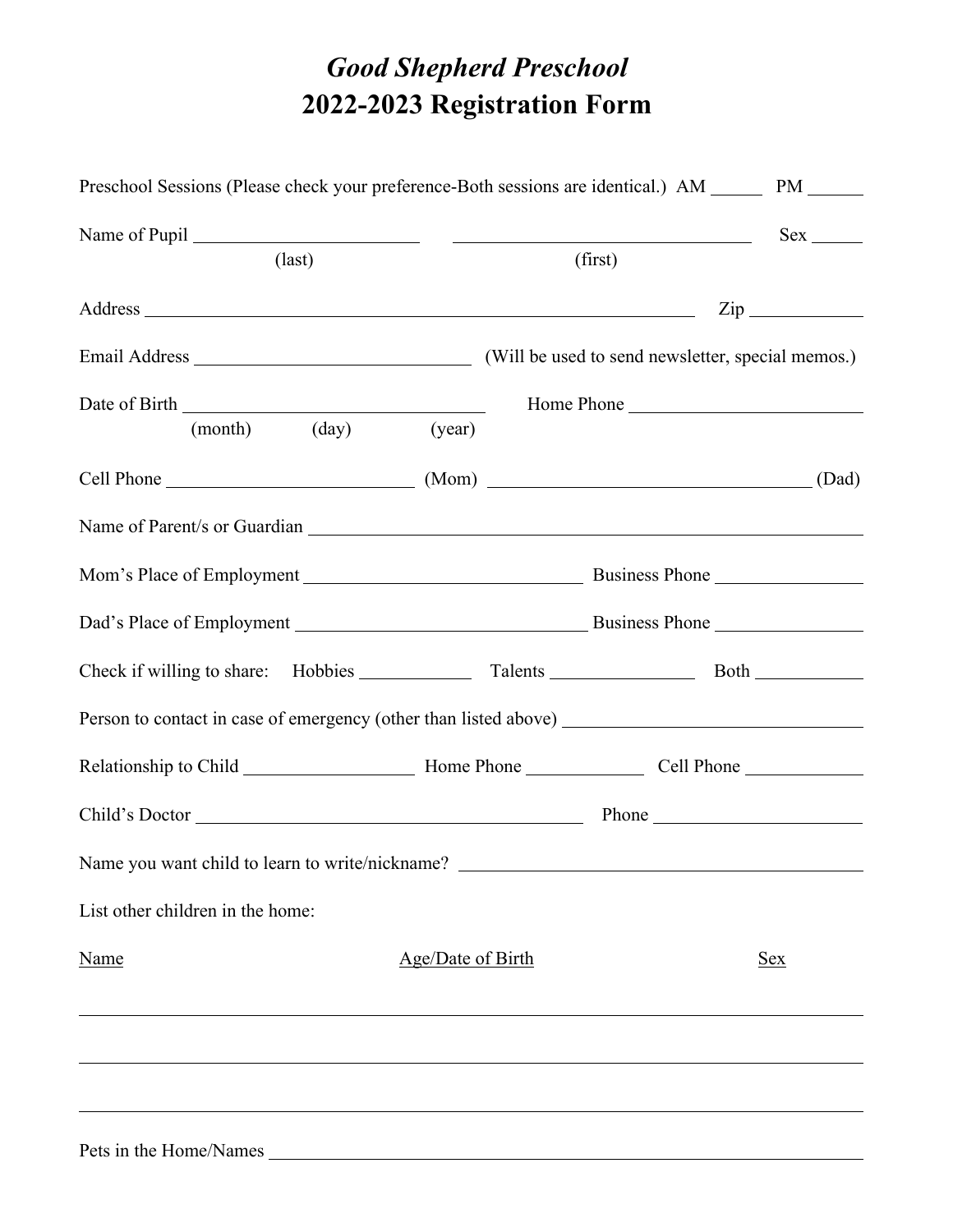# *Good Shepherd Preschool*
# 2022-2023 Registration Form

Preschool Sessions (Please check your preference-Both sessions are identical.) AM ______ PM ______

Name of Pupil ________________________ ________________________ Sex ______
(last) (first)

Address ____________________________________________ Zip ____________

Email Address ______________________________ (Will be used to send newsletter, special memos.)

Date of Birth ______________________________ Home Phone ________________________
(month) (day) (year)

Cell Phone __________________________ (Mom) __________________________ (Dad)

Name of Parent/s or Guardian ____________________________________________

Mom's Place of Employment ______________________________ Business Phone ________________

Dad's Place of Employment ______________________________ Business Phone ________________

Check if willing to share: Hobbies ____________ Talents ________________ Both ____________

Person to contact in case of emergency (other than listed above) ______________________________

Relationship to Child __________________ Home Phone _____________ Cell Phone ____________

Child's Doctor __________________________________________ Phone ______________________

Name you want child to learn to write/nickname? ____________________________________________

List other children in the home:

| Name | Age/Date of Birth | Sex |
| --- | --- | --- |
| | | |
| | | |
| | | |

Pets in the Home/Names ____________________________________________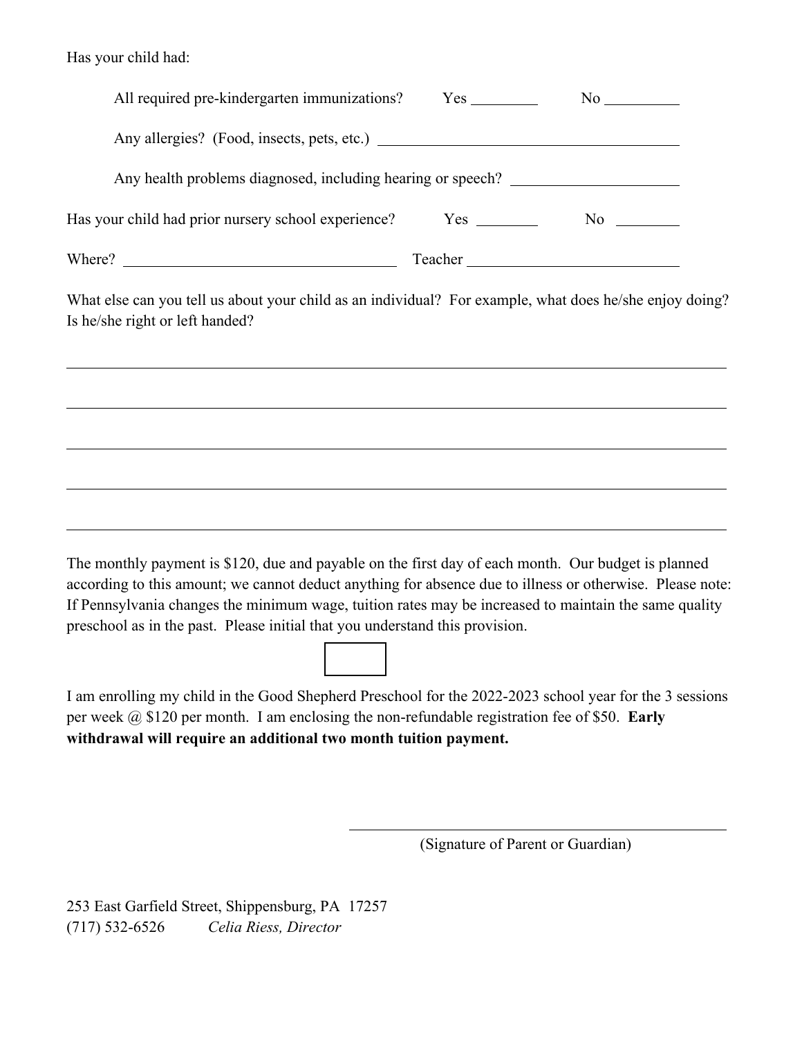Has your child had:

All required pre-kindergarten immunizations? Yes ________ No ________

Any allergies? (Food, insects, pets, etc.) ______________________________

Any health problems diagnosed, including hearing or speech? ____________________

Has your child had prior nursery school experience? Yes ________ No ________

Where? ______________________________ Teacher ______________________________

What else can you tell us about your child as an individual? For example, what does he/she enjoy doing? Is he/she right or left handed?

______________________________________________________________________________

______________________________________________________________________________

______________________________________________________________________________

______________________________________________________________________________

______________________________________________________________________________

The monthly payment is $120, due and payable on the first day of each month. Our budget is planned according to this amount; we cannot deduct anything for absence due to illness or otherwise. Please note: If Pennsylvania changes the minimum wage, tuition rates may be increased to maintain the same quality preschool as in the past. Please initial that you understand this provision.

[ ]

I am enrolling my child in the Good Shepherd Preschool for the 2022-2023 school year for the 3 sessions per week @ $120 per month. I am enclosing the non-refundable registration fee of $50. **Early withdrawal will require an additional two month tuition payment.**

______________________________________

(Signature of Parent or Guardian)

253 East Garfield Street, Shippensburg, PA 17257
(717) 532-6526 *Celia Riess, Director*